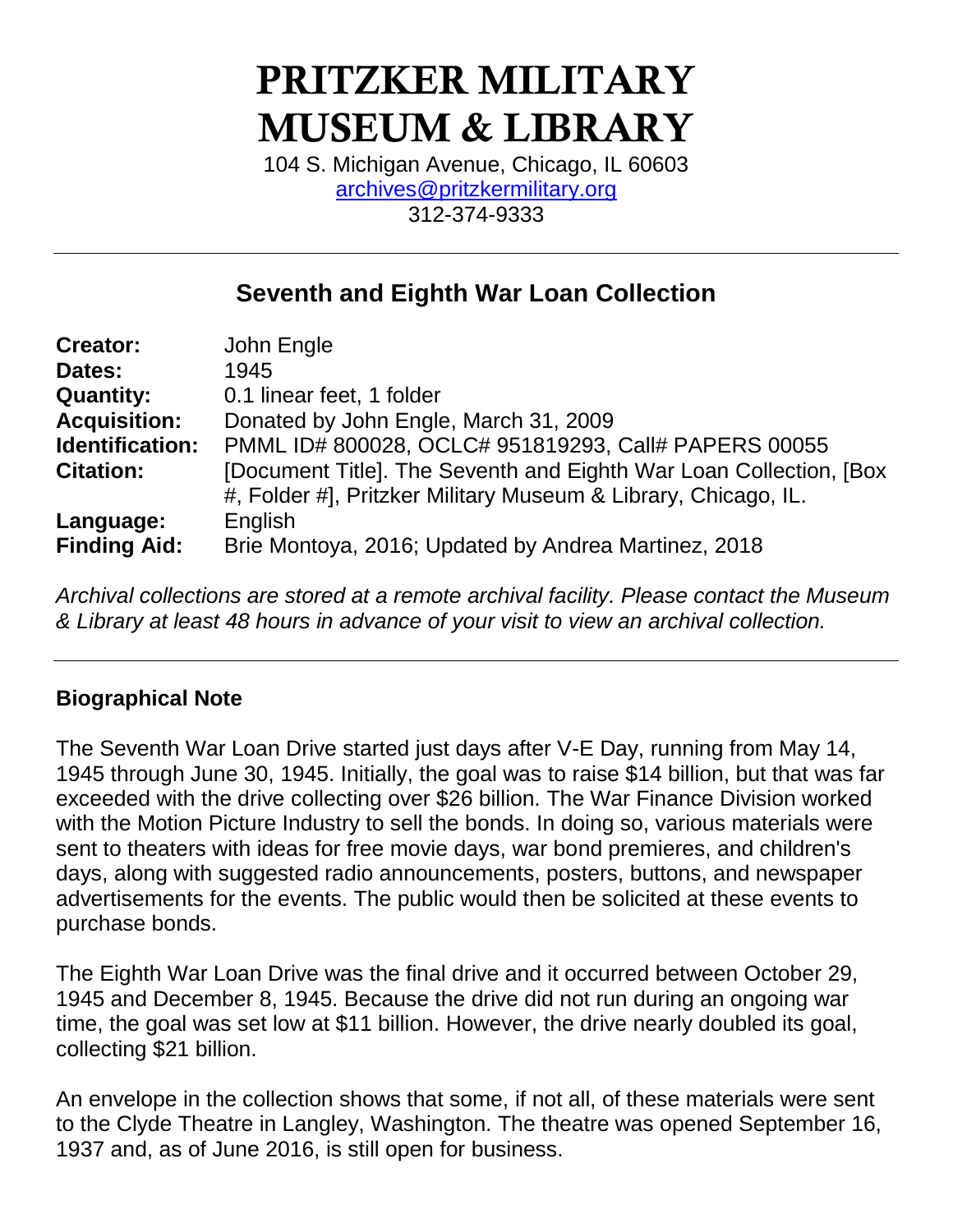# PRITZKER MILITARY MUSEUM & LIBRARY

104 S. Michigan Avenue, Chicago, IL 60603
archives@pritzkermilitary.org
312-374-9333

---

## Seventh and Eighth War Loan Collection

| | |
|---|---|
| **Creator:** | John Engle |
| **Dates:** | 1945 |
| **Quantity:** | 0.1 linear feet, 1 folder |
| **Acquisition:** | Donated by John Engle, March 31, 2009 |
| **Identification:** | PMML ID# 800028, OCLC# 951819293, Call# PAPERS 00055 |
| **Citation:** | [Document Title]. The Seventh and Eighth War Loan Collection, [Box #, Folder #], Pritzker Military Museum & Library, Chicago, IL. |
| **Language:** | English |
| **Finding Aid:** | Brie Montoya, 2016; Updated by Andrea Martinez, 2018 |

*Archival collections are stored at a remote archival facility. Please contact the Museum & Library at least 48 hours in advance of your visit to view an archival collection.*

---

### Biographical Note

The Seventh War Loan Drive started just days after V-E Day, running from May 14, 1945 through June 30, 1945. Initially, the goal was to raise $14 billion, but that was far exceeded with the drive collecting over $26 billion. The War Finance Division worked with the Motion Picture Industry to sell the bonds. In doing so, various materials were sent to theaters with ideas for free movie days, war bond premieres, and children's days, along with suggested radio announcements, posters, buttons, and newspaper advertisements for the events. The public would then be solicited at these events to purchase bonds.

The Eighth War Loan Drive was the final drive and it occurred between October 29, 1945 and December 8, 1945. Because the drive did not run during an ongoing war time, the goal was set low at $11 billion. However, the drive nearly doubled its goal, collecting $21 billion.

An envelope in the collection shows that some, if not all, of these materials were sent to the Clyde Theatre in Langley, Washington. The theatre was opened September 16, 1937 and, as of June 2016, is still open for business.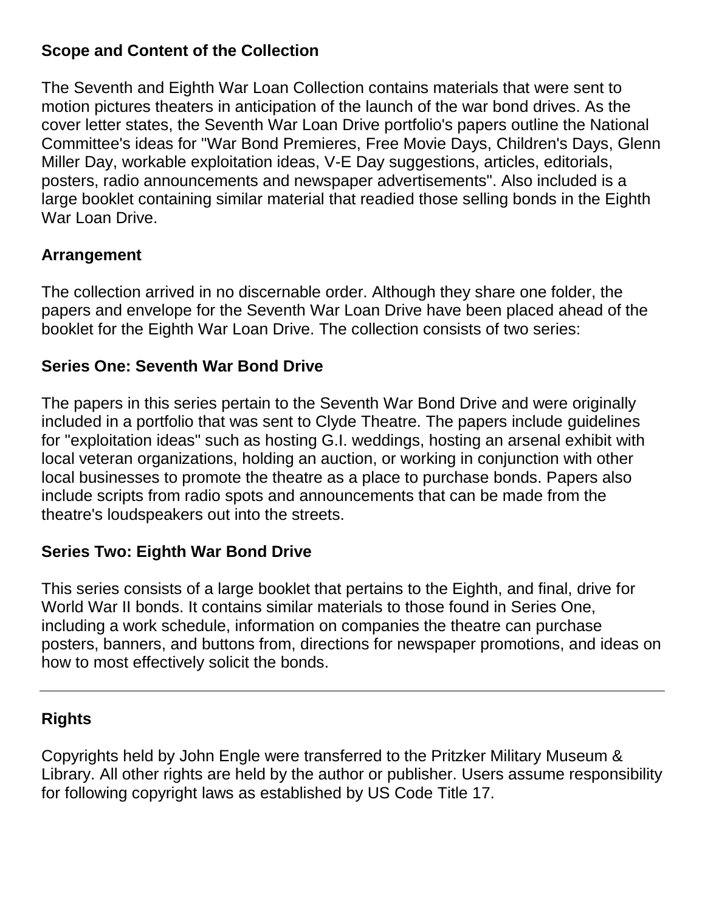## Scope and Content of the Collection

The Seventh and Eighth War Loan Collection contains materials that were sent to motion pictures theaters in anticipation of the launch of the war bond drives. As the cover letter states, the Seventh War Loan Drive portfolio's papers outline the National Committee's ideas for "War Bond Premieres, Free Movie Days, Children's Days, Glenn Miller Day, workable exploitation ideas, V-E Day suggestions, articles, editorials, posters, radio announcements and newspaper advertisements". Also included is a large booklet containing similar material that readied those selling bonds in the Eighth War Loan Drive.

## Arrangement

The collection arrived in no discernable order. Although they share one folder, the papers and envelope for the Seventh War Loan Drive have been placed ahead of the booklet for the Eighth War Loan Drive. The collection consists of two series:

### Series One: Seventh War Bond Drive

The papers in this series pertain to the Seventh War Bond Drive and were originally included in a portfolio that was sent to Clyde Theatre. The papers include guidelines for "exploitation ideas" such as hosting G.I. weddings, hosting an arsenal exhibit with local veteran organizations, holding an auction, or working in conjunction with other local businesses to promote the theatre as a place to purchase bonds. Papers also include scripts from radio spots and announcements that can be made from the theatre's loudspeakers out into the streets.

### Series Two: Eighth War Bond Drive

This series consists of a large booklet that pertains to the Eighth, and final, drive for World War II bonds. It contains similar materials to those found in Series One, including a work schedule, information on companies the theatre can purchase posters, banners, and buttons from, directions for newspaper promotions, and ideas on how to most effectively solicit the bonds.

---

## Rights

Copyrights held by John Engle were transferred to the Pritzker Military Museum & Library. All other rights are held by the author or publisher. Users assume responsibility for following copyright laws as established by US Code Title 17.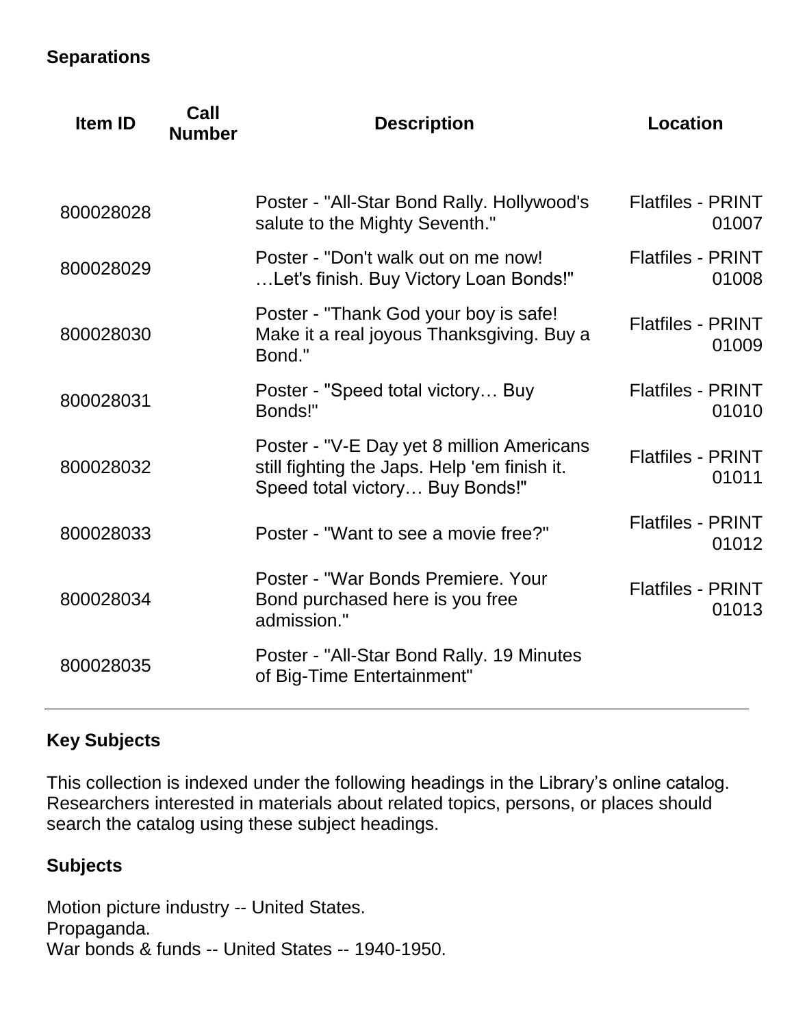### Separations

| Item ID | Call Number | Description | Location |
| --- | --- | --- | --- |
| 800028028 | | Poster - "All-Star Bond Rally. Hollywood's salute to the Mighty Seventh." | Flatfiles - PRINT 01007 |
| 800028029 | | Poster - "Don't walk out on me now! …Let's finish. Buy Victory Loan Bonds!" | Flatfiles - PRINT 01008 |
| 800028030 | | Poster - "Thank God your boy is safe! Make it a real joyous Thanksgiving. Buy a Bond." | Flatfiles - PRINT 01009 |
| 800028031 | | Poster - "Speed total victory… Buy Bonds!" | Flatfiles - PRINT 01010 |
| 800028032 | | Poster - "V-E Day yet 8 million Americans still fighting the Japs. Help 'em finish it. Speed total victory… Buy Bonds!" | Flatfiles - PRINT 01011 |
| 800028033 | | Poster - "Want to see a movie free?" | Flatfiles - PRINT 01012 |
| 800028034 | | Poster - "War Bonds Premiere. Your Bond purchased here is you free admission." | Flatfiles - PRINT 01013 |
| 800028035 | | Poster - "All-Star Bond Rally. 19 Minutes of Big-Time Entertainment" | |

---

### Key Subjects

This collection is indexed under the following headings in the Library's online catalog. Researchers interested in materials about related topics, persons, or places should search the catalog using these subject headings.

### Subjects

Motion picture industry -- United States.
Propaganda.
War bonds & funds -- United States -- 1940-1950.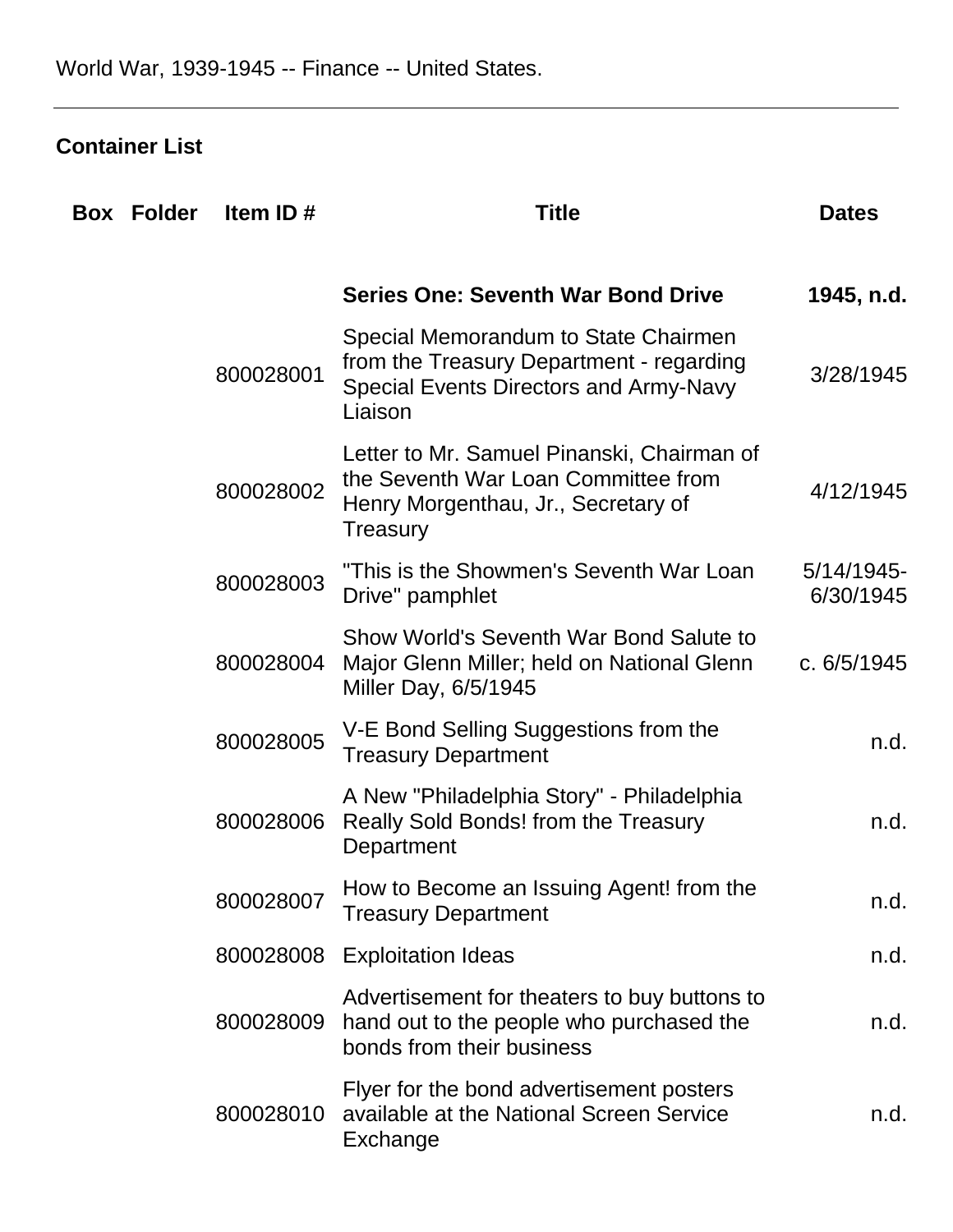World War, 1939-1945 -- Finance -- United States.

---

**Container List**

| Box | Folder | Item ID # | Title | Dates |
|---|---|---|---|---|
| | | | **Series One: Seventh War Bond Drive** | **1945, n.d.** |
| | | 800028001 | Special Memorandum to State Chairmen from the Treasury Department - regarding Special Events Directors and Army-Navy Liaison | 3/28/1945 |
| | | 800028002 | Letter to Mr. Samuel Pinanski, Chairman of the Seventh War Loan Committee from Henry Morgenthau, Jr., Secretary of Treasury | 4/12/1945 |
| | | 800028003 | "This is the Showmen's Seventh War Loan Drive" pamphlet | 5/14/1945-6/30/1945 |
| | | 800028004 | Show World's Seventh War Bond Salute to Major Glenn Miller; held on National Glenn Miller Day, 6/5/1945 | c. 6/5/1945 |
| | | 800028005 | V-E Bond Selling Suggestions from the Treasury Department | n.d. |
| | | 800028006 | A New "Philadelphia Story" - Philadelphia Really Sold Bonds! from the Treasury Department | n.d. |
| | | 800028007 | How to Become an Issuing Agent! from the Treasury Department | n.d. |
| | | 800028008 | Exploitation Ideas | n.d. |
| | | 800028009 | Advertisement for theaters to buy buttons to hand out to the people who purchased the bonds from their business | n.d. |
| | | 800028010 | Flyer for the bond advertisement posters available at the National Screen Service Exchange | n.d. |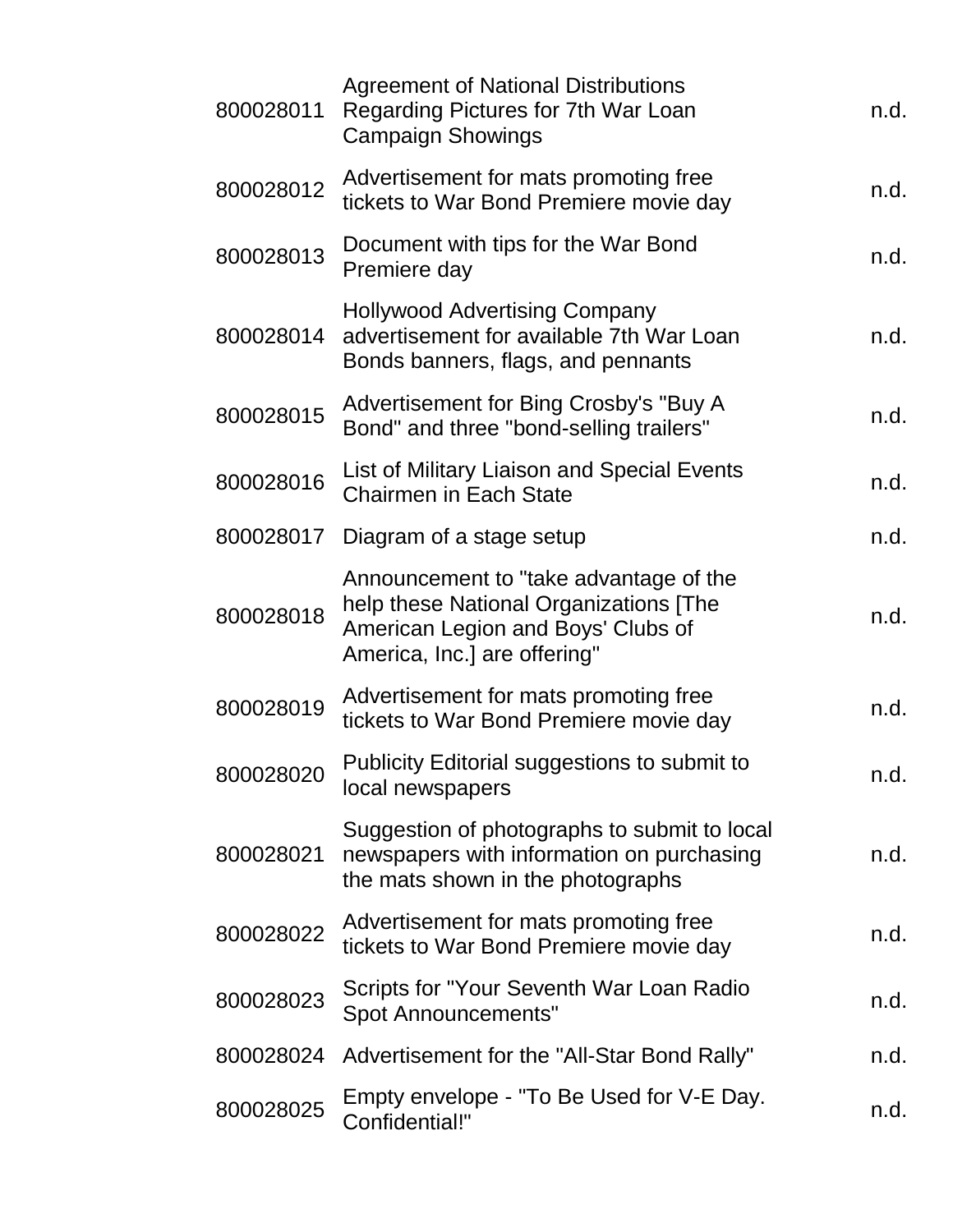| | | |
|---|---|---|
| 800028011 | Agreement of National Distributions Regarding Pictures for 7th War Loan Campaign Showings | n.d. |
| 800028012 | Advertisement for mats promoting free tickets to War Bond Premiere movie day | n.d. |
| 800028013 | Document with tips for the War Bond Premiere day | n.d. |
| 800028014 | Hollywood Advertising Company advertisement for available 7th War Loan Bonds banners, flags, and pennants | n.d. |
| 800028015 | Advertisement for Bing Crosby's "Buy A Bond" and three "bond-selling trailers" | n.d. |
| 800028016 | List of Military Liaison and Special Events Chairmen in Each State | n.d. |
| 800028017 | Diagram of a stage setup | n.d. |
| 800028018 | Announcement to "take advantage of the help these National Organizations [The American Legion and Boys' Clubs of America, Inc.] are offering" | n.d. |
| 800028019 | Advertisement for mats promoting free tickets to War Bond Premiere movie day | n.d. |
| 800028020 | Publicity Editorial suggestions to submit to local newspapers | n.d. |
| 800028021 | Suggestion of photographs to submit to local newspapers with information on purchasing the mats shown in the photographs | n.d. |
| 800028022 | Advertisement for mats promoting free tickets to War Bond Premiere movie day | n.d. |
| 800028023 | Scripts for "Your Seventh War Loan Radio Spot Announcements" | n.d. |
| 800028024 | Advertisement for the "All-Star Bond Rally" | n.d. |
| 800028025 | Empty envelope - "To Be Used for V-E Day. Confidential!" | n.d. |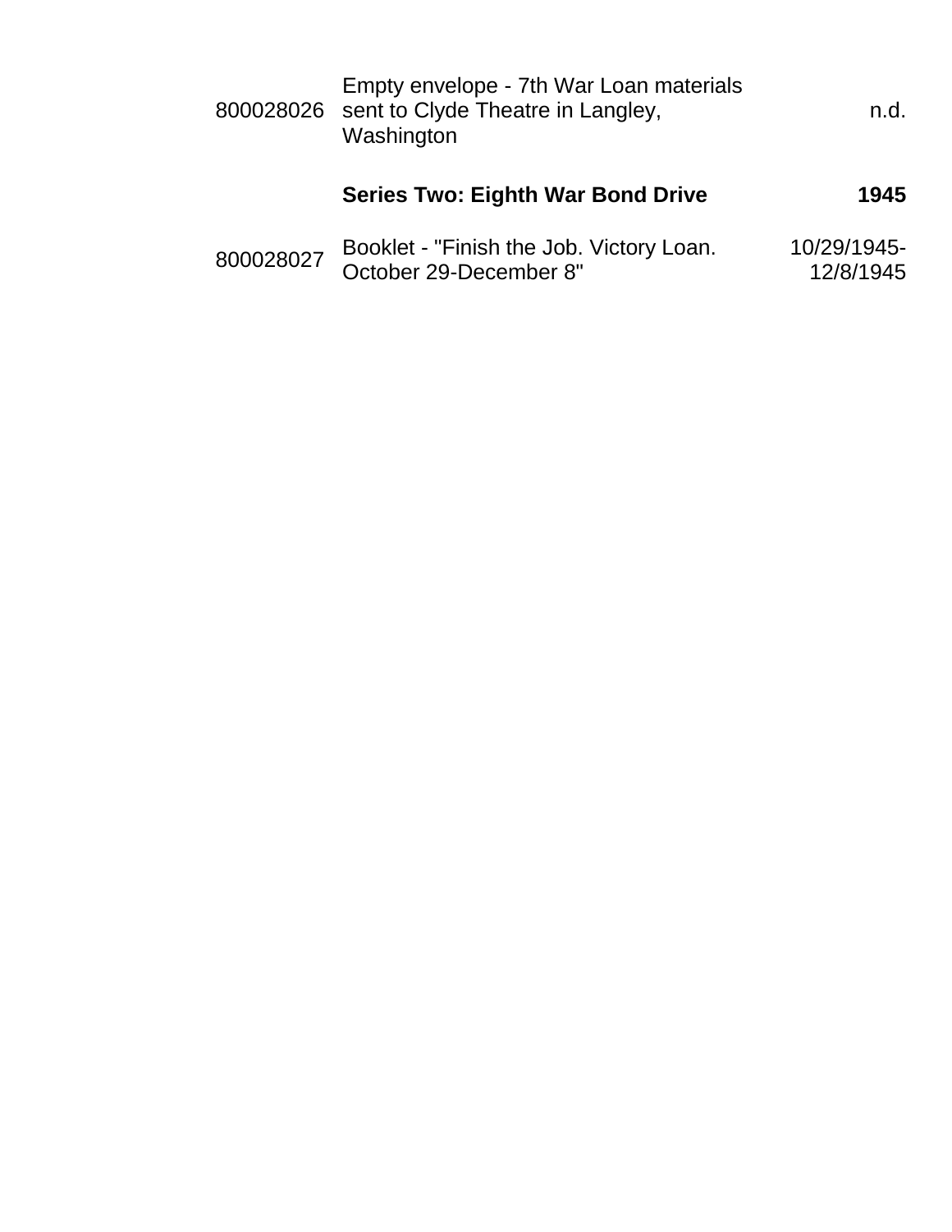| | | |
|---|---|---|
| 800028026 | Empty envelope - 7th War Loan materials sent to Clyde Theatre in Langley, Washington | n.d. |
| | **Series Two: Eighth War Bond Drive** | **1945** |
| 800028027 | Booklet - "Finish the Job. Victory Loan. October 29-December 8" | 10/29/1945-12/8/1945 |